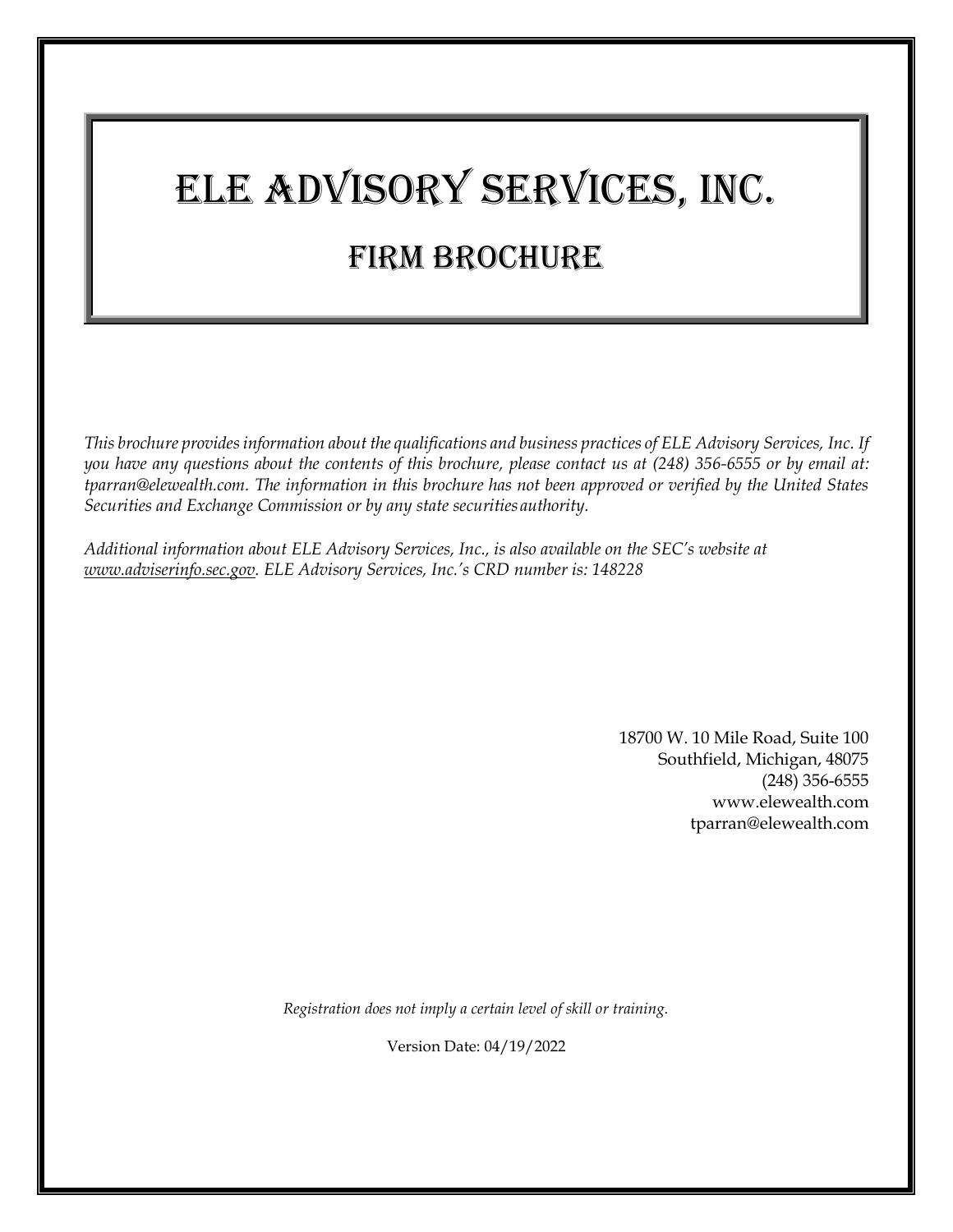# ELE Advisory Services, Inc.

## Firm Brochure

*This brochure provides information about the qualifications and business practices of ELE Advisory Services, Inc. If you have any questions about the contents of this brochure, please contact us at (248) 356-6555 or by email at: tparran@elewealth.com. The information in this brochure has not been approved or verified by the United States Securities and Exchange Commission or by any state securities authority.*

*Additional information about ELE Advisory Services, Inc., is also available on the SEC's website at www.adviserinfo.sec.gov. ELE Advisory Services, Inc.'s CRD number is: 148228*

18700 W. 10 Mile Road, Suite 100
Southfield, Michigan, 48075
(248) 356-6555
www.elewealth.com
tparran@elewealth.com

*Registration does not imply a certain level of skill or training.*

Version Date: 04/19/2022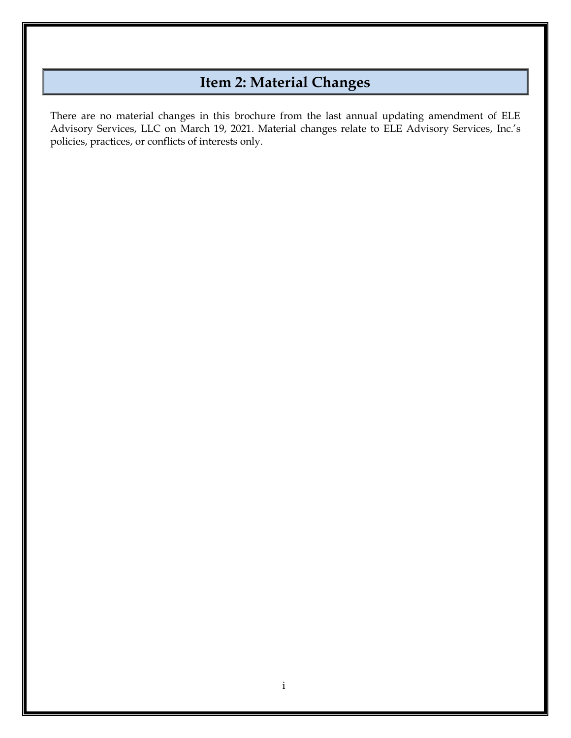## Item 2: Material Changes

There are no material changes in this brochure from the last annual updating amendment of ELE Advisory Services, LLC on March 19, 2021. Material changes relate to ELE Advisory Services, Inc.'s policies, practices, or conflicts of interests only.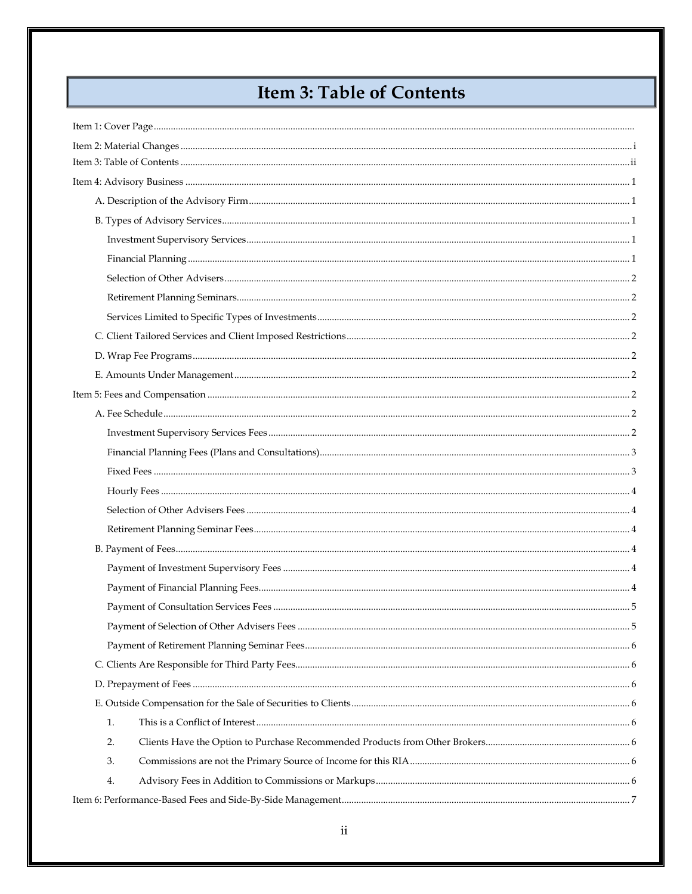# Item 3: Table of Contents

Item 1: Cover Page

Item 2: Material Changes ..... i

Item 3: Table of Contents ..... ii

Item 4: Advisory Business ..... 1

- A. Description of the Advisory Firm ..... 1
- B. Types of Advisory Services ..... 1
  - Investment Supervisory Services ..... 1
  - Financial Planning ..... 1
  - Selection of Other Advisers ..... 2
  - Retirement Planning Seminars ..... 2
  - Services Limited to Specific Types of Investments ..... 2
- C. Client Tailored Services and Client Imposed Restrictions ..... 2
- D. Wrap Fee Programs ..... 2
- E. Amounts Under Management ..... 2

Item 5: Fees and Compensation ..... 2

- A. Fee Schedule ..... 2
  - Investment Supervisory Services Fees ..... 2
  - Financial Planning Fees (Plans and Consultations) ..... 3
  - Fixed Fees ..... 3
  - Hourly Fees ..... 4
  - Selection of Other Advisers Fees ..... 4
  - Retirement Planning Seminar Fees ..... 4
- B. Payment of Fees ..... 4
  - Payment of Investment Supervisory Fees ..... 4
  - Payment of Financial Planning Fees ..... 4
  - Payment of Consultation Services Fees ..... 5
  - Payment of Selection of Other Advisers Fees ..... 5
  - Payment of Retirement Planning Seminar Fees ..... 6
- C. Clients Are Responsible for Third Party Fees ..... 6
- D. Prepayment of Fees ..... 6
- E. Outside Compensation for the Sale of Securities to Clients ..... 6
  1. This is a Conflict of Interest ..... 6
  2. Clients Have the Option to Purchase Recommended Products from Other Brokers ..... 6
  3. Commissions are not the Primary Source of Income for this RIA ..... 6
  4. Advisory Fees in Addition to Commissions or Markups ..... 6

Item 6: Performance-Based Fees and Side-By-Side Management ..... 7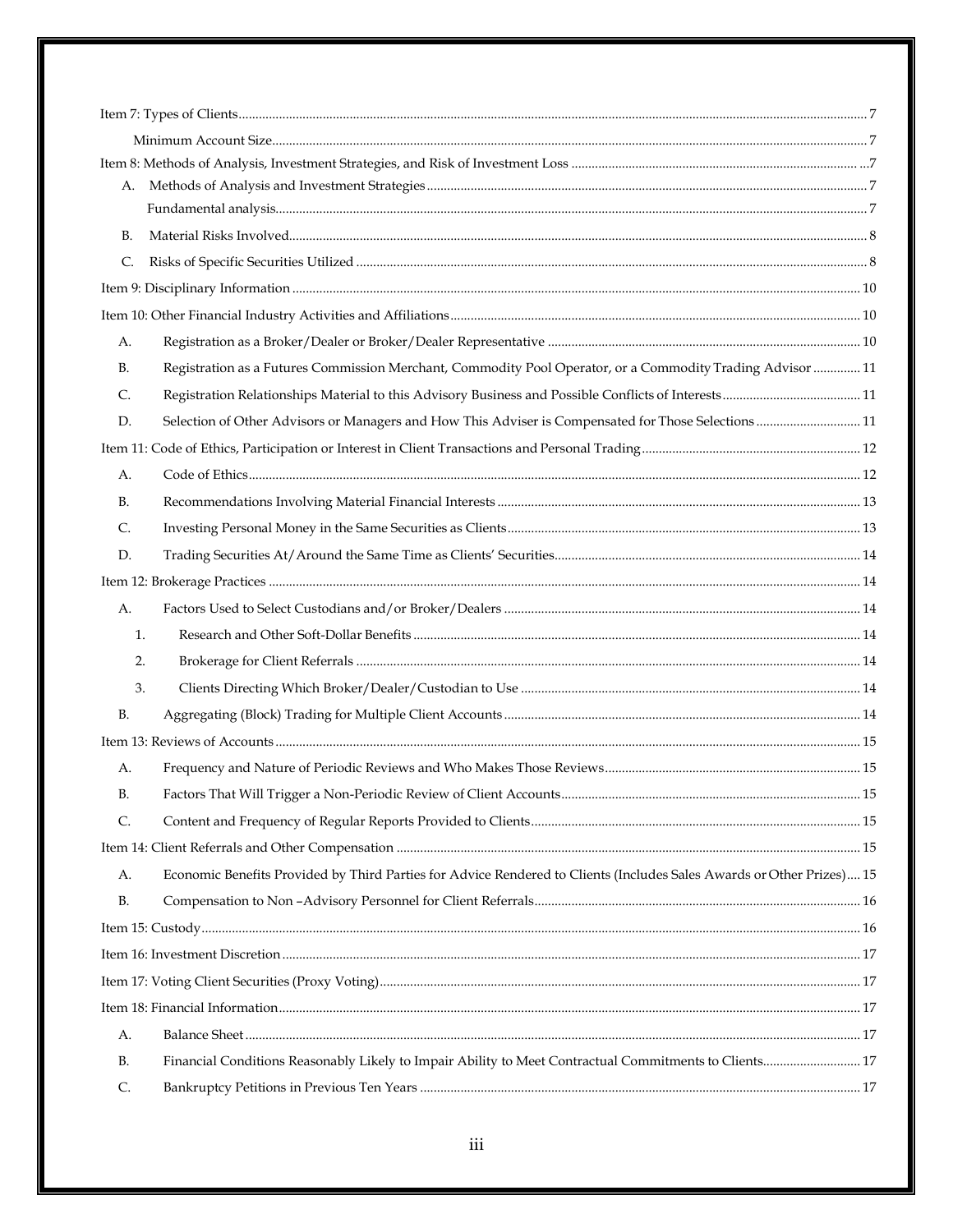Item 7: Types of Clients .......... 7

Minimum Account Size .......... 7

Item 8: Methods of Analysis, Investment Strategies, and Risk of Investment Loss .......... ...7

A. Methods of Analysis and Investment Strategies .......... 7

Fundamental analysis .......... 7

B. Material Risks Involved .......... 8

C. Risks of Specific Securities Utilized .......... 8

Item 9: Disciplinary Information .......... 10

Item 10: Other Financial Industry Activities and Affiliations .......... 10

A. Registration as a Broker/Dealer or Broker/Dealer Representative .......... 10

B. Registration as a Futures Commission Merchant, Commodity Pool Operator, or a Commodity Trading Advisor .......... 11

C. Registration Relationships Material to this Advisory Business and Possible Conflicts of Interests .......... 11

D. Selection of Other Advisors or Managers and How This Adviser is Compensated for Those Selections .......... 11

Item 11: Code of Ethics, Participation or Interest in Client Transactions and Personal Trading .......... 12

A. Code of Ethics .......... 12

B. Recommendations Involving Material Financial Interests .......... 13

C. Investing Personal Money in the Same Securities as Clients .......... 13

D. Trading Securities At/Around the Same Time as Clients' Securities .......... 14

Item 12: Brokerage Practices .......... 14

A. Factors Used to Select Custodians and/or Broker/Dealers .......... 14

1. Research and Other Soft-Dollar Benefits .......... 14

2. Brokerage for Client Referrals .......... 14

3. Clients Directing Which Broker/Dealer/Custodian to Use .......... 14

B. Aggregating (Block) Trading for Multiple Client Accounts .......... 14

Item 13: Reviews of Accounts .......... 15

A. Frequency and Nature of Periodic Reviews and Who Makes Those Reviews .......... 15

B. Factors That Will Trigger a Non-Periodic Review of Client Accounts .......... 15

C. Content and Frequency of Regular Reports Provided to Clients .......... 15

Item 14: Client Referrals and Other Compensation .......... 15

A. Economic Benefits Provided by Third Parties for Advice Rendered to Clients (Includes Sales Awards or Other Prizes) .... 15

B. Compensation to Non –Advisory Personnel for Client Referrals .......... 16

Item 15: Custody .......... 16

Item 16: Investment Discretion .......... 17

Item 17: Voting Client Securities (Proxy Voting) .......... 17

Item 18: Financial Information .......... 17

A. Balance Sheet .......... 17

B. Financial Conditions Reasonably Likely to Impair Ability to Meet Contractual Commitments to Clients .......... 17

C. Bankruptcy Petitions in Previous Ten Years .......... 17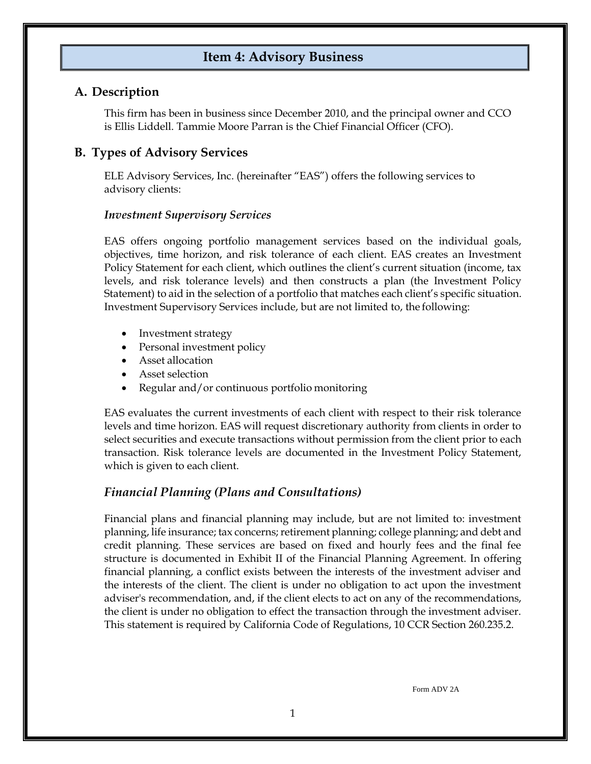# Item 4: Advisory Business

## A. Description

This firm has been in business since December 2010, and the principal owner and CCO is Ellis Liddell. Tammie Moore Parran is the Chief Financial Officer (CFO).

## B. Types of Advisory Services

ELE Advisory Services, Inc. (hereinafter "EAS") offers the following services to advisory clients:

### *Investment Supervisory Services*

EAS offers ongoing portfolio management services based on the individual goals, objectives, time horizon, and risk tolerance of each client. EAS creates an Investment Policy Statement for each client, which outlines the client's current situation (income, tax levels, and risk tolerance levels) and then constructs a plan (the Investment Policy Statement) to aid in the selection of a portfolio that matches each client's specific situation. Investment Supervisory Services include, but are not limited to, the following:

- Investment strategy
- Personal investment policy
- Asset allocation
- Asset selection
- Regular and/or continuous portfolio monitoring

EAS evaluates the current investments of each client with respect to their risk tolerance levels and time horizon. EAS will request discretionary authority from clients in order to select securities and execute transactions without permission from the client prior to each transaction. Risk tolerance levels are documented in the Investment Policy Statement, which is given to each client.

### *Financial Planning (Plans and Consultations)*

Financial plans and financial planning may include, but are not limited to: investment planning, life insurance; tax concerns; retirement planning; college planning; and debt and credit planning. These services are based on fixed and hourly fees and the final fee structure is documented in Exhibit II of the Financial Planning Agreement. In offering financial planning, a conflict exists between the interests of the investment adviser and the interests of the client. The client is under no obligation to act upon the investment adviser's recommendation, and, if the client elects to act on any of the recommendations, the client is under no obligation to effect the transaction through the investment adviser. This statement is required by California Code of Regulations, 10 CCR Section 260.235.2.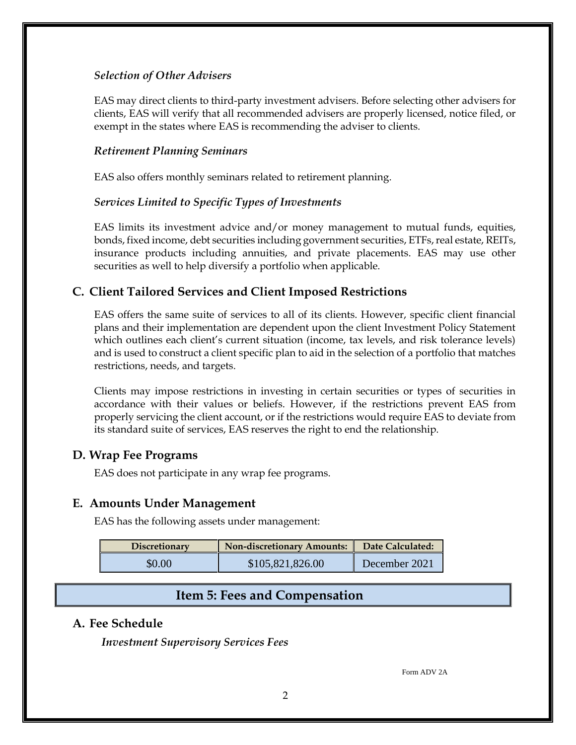### *Selection of Other Advisers*

EAS may direct clients to third-party investment advisers. Before selecting other advisers for clients, EAS will verify that all recommended advisers are properly licensed, notice filed, or exempt in the states where EAS is recommending the adviser to clients.

### *Retirement Planning Seminars*

EAS also offers monthly seminars related to retirement planning.

### *Services Limited to Specific Types of Investments*

EAS limits its investment advice and/or money management to mutual funds, equities, bonds, fixed income, debt securities including government securities, ETFs, real estate, REITs, insurance products including annuities, and private placements. EAS may use other securities as well to help diversify a portfolio when applicable.

## C. Client Tailored Services and Client Imposed Restrictions

EAS offers the same suite of services to all of its clients. However, specific client financial plans and their implementation are dependent upon the client Investment Policy Statement which outlines each client's current situation (income, tax levels, and risk tolerance levels) and is used to construct a client specific plan to aid in the selection of a portfolio that matches restrictions, needs, and targets.

Clients may impose restrictions in investing in certain securities or types of securities in accordance with their values or beliefs. However, if the restrictions prevent EAS from properly servicing the client account, or if the restrictions would require EAS to deviate from its standard suite of services, EAS reserves the right to end the relationship.

## D. Wrap Fee Programs

EAS does not participate in any wrap fee programs.

## E. Amounts Under Management

EAS has the following assets under management:

| Discretionary | Non-discretionary Amounts: | Date Calculated: |
|---|---|---|
| $0.00 | $105,821,826.00 | December 2021 |

# Item 5: Fees and Compensation

## A. Fee Schedule

### *Investment Supervisory Services Fees*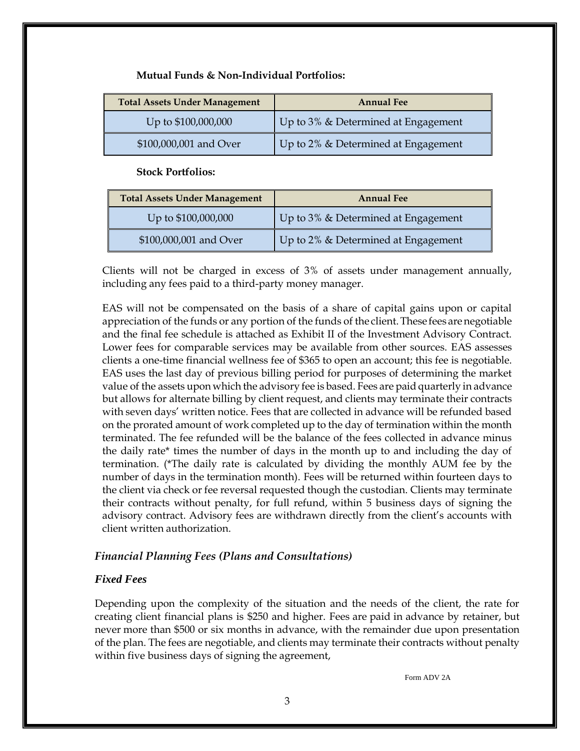**Mutual Funds & Non-Individual Portfolios:**

| Total Assets Under Management | Annual Fee |
| --- | --- |
| Up to $100,000,000 | Up to 3% & Determined at Engagement |
| $100,000,001 and Over | Up to 2% & Determined at Engagement |

**Stock Portfolios:**

| Total Assets Under Management | Annual Fee |
| --- | --- |
| Up to $100,000,000 | Up to 3% & Determined at Engagement |
| $100,000,001 and Over | Up to 2% & Determined at Engagement |

Clients will not be charged in excess of 3% of assets under management annually, including any fees paid to a third-party money manager.

EAS will not be compensated on the basis of a share of capital gains upon or capital appreciation of the funds or any portion of the funds of the client. These fees are negotiable and the final fee schedule is attached as Exhibit II of the Investment Advisory Contract. Lower fees for comparable services may be available from other sources. EAS assesses clients a one-time financial wellness fee of $365 to open an account; this fee is negotiable. EAS uses the last day of previous billing period for purposes of determining the market value of the assets upon which the advisory fee is based. Fees are paid quarterly in advance but allows for alternate billing by client request, and clients may terminate their contracts with seven days' written notice. Fees that are collected in advance will be refunded based on the prorated amount of work completed up to the day of termination within the month terminated. The fee refunded will be the balance of the fees collected in advance minus the daily rate* times the number of days in the month up to and including the day of termination. (*The daily rate is calculated by dividing the monthly AUM fee by the number of days in the termination month). Fees will be returned within fourteen days to the client via check or fee reversal requested though the custodian. Clients may terminate their contracts without penalty, for full refund, within 5 business days of signing the advisory contract. Advisory fees are withdrawn directly from the client's accounts with client written authorization.

### *Financial Planning Fees (Plans and Consultations)*

### *Fixed Fees*

Depending upon the complexity of the situation and the needs of the client, the rate for creating client financial plans is $250 and higher. Fees are paid in advance by retainer, but never more than $500 or six months in advance, with the remainder due upon presentation of the plan. The fees are negotiable, and clients may terminate their contracts without penalty within five business days of signing the agreement,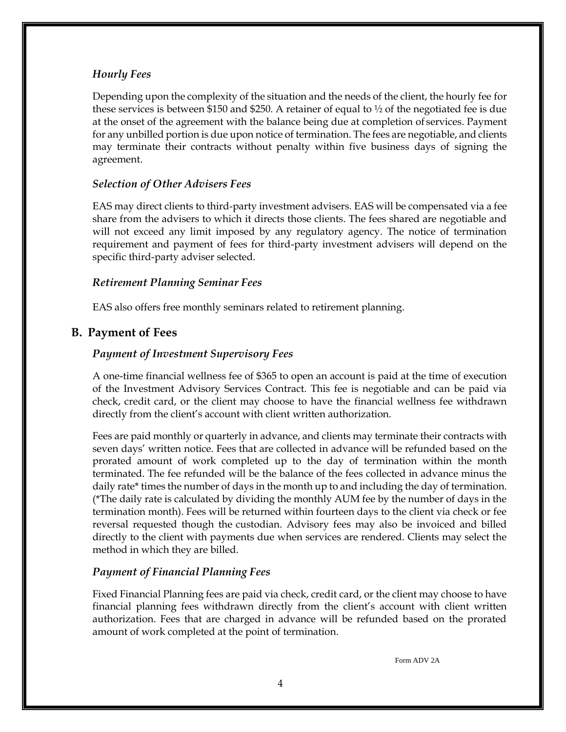### *Hourly Fees*

Depending upon the complexity of the situation and the needs of the client, the hourly fee for these services is between $150 and $250. A retainer of equal to ½ of the negotiated fee is due at the onset of the agreement with the balance being due at completion of services. Payment for any unbilled portion is due upon notice of termination. The fees are negotiable, and clients may terminate their contracts without penalty within five business days of signing the agreement.

### *Selection of Other Advisers Fees*

EAS may direct clients to third-party investment advisers. EAS will be compensated via a fee share from the advisers to which it directs those clients. The fees shared are negotiable and will not exceed any limit imposed by any regulatory agency. The notice of termination requirement and payment of fees for third-party investment advisers will depend on the specific third-party adviser selected.

### *Retirement Planning Seminar Fees*

EAS also offers free monthly seminars related to retirement planning.

## B. Payment of Fees

### *Payment of Investment Supervisory Fees*

A one-time financial wellness fee of $365 to open an account is paid at the time of execution of the Investment Advisory Services Contract. This fee is negotiable and can be paid via check, credit card, or the client may choose to have the financial wellness fee withdrawn directly from the client's account with client written authorization.

Fees are paid monthly or quarterly in advance, and clients may terminate their contracts with seven days' written notice. Fees that are collected in advance will be refunded based on the prorated amount of work completed up to the day of termination within the month terminated. The fee refunded will be the balance of the fees collected in advance minus the daily rate* times the number of days in the month up to and including the day of termination. (*The daily rate is calculated by dividing the monthly AUM fee by the number of days in the termination month). Fees will be returned within fourteen days to the client via check or fee reversal requested though the custodian. Advisory fees may also be invoiced and billed directly to the client with payments due when services are rendered. Clients may select the method in which they are billed.

### *Payment of Financial Planning Fees*

Fixed Financial Planning fees are paid via check, credit card, or the client may choose to have financial planning fees withdrawn directly from the client's account with client written authorization. Fees that are charged in advance will be refunded based on the prorated amount of work completed at the point of termination.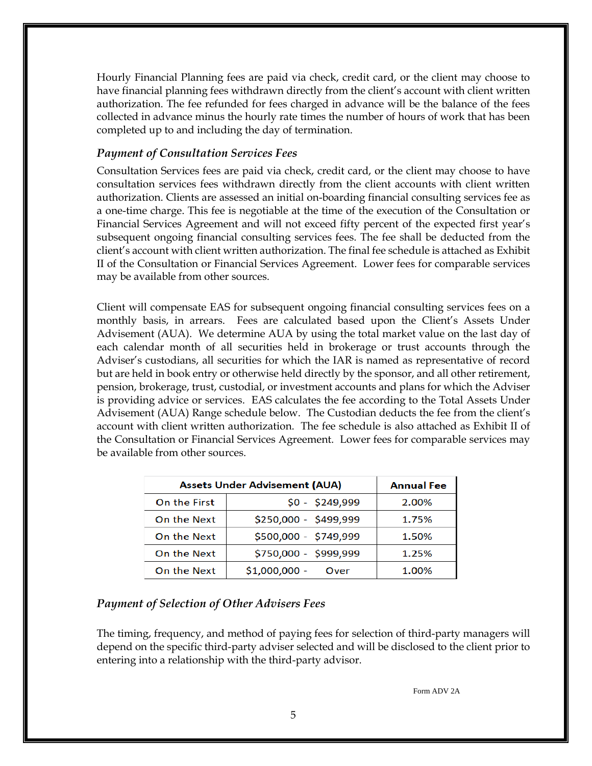Hourly Financial Planning fees are paid via check, credit card, or the client may choose to have financial planning fees withdrawn directly from the client's account with client written authorization. The fee refunded for fees charged in advance will be the balance of the fees collected in advance minus the hourly rate times the number of hours of work that has been completed up to and including the day of termination.

### *Payment of Consultation Services Fees*

Consultation Services fees are paid via check, credit card, or the client may choose to have consultation services fees withdrawn directly from the client accounts with client written authorization. Clients are assessed an initial on-boarding financial consulting services fee as a one-time charge. This fee is negotiable at the time of the execution of the Consultation or Financial Services Agreement and will not exceed fifty percent of the expected first year's subsequent ongoing financial consulting services fees. The fee shall be deducted from the client's account with client written authorization. The final fee schedule is attached as Exhibit II of the Consultation or Financial Services Agreement. Lower fees for comparable services may be available from other sources.

Client will compensate EAS for subsequent ongoing financial consulting services fees on a monthly basis, in arrears. Fees are calculated based upon the Client's Assets Under Advisement (AUA). We determine AUA by using the total market value on the last day of each calendar month of all securities held in brokerage or trust accounts through the Adviser's custodians, all securities for which the IAR is named as representative of record but are held in book entry or otherwise held directly by the sponsor, and all other retirement, pension, brokerage, trust, custodial, or investment accounts and plans for which the Adviser is providing advice or services. EAS calculates the fee according to the Total Assets Under Advisement (AUA) Range schedule below. The Custodian deducts the fee from the client's account with client written authorization. The fee schedule is also attached as Exhibit II of the Consultation or Financial Services Agreement. Lower fees for comparable services may be available from other sources.

| Assets Under Advisement (AUA) | | Annual Fee |
|---|---|---|
| On the First | $0 - $249,999 | 2.00% |
| On the Next | $250,000 - $499,999 | 1.75% |
| On the Next | $500,000 - $749,999 | 1.50% |
| On the Next | $750,000 - $999,999 | 1.25% |
| On the Next | $1,000,000 - Over | 1.00% |

### *Payment of Selection of Other Advisers Fees*

The timing, frequency, and method of paying fees for selection of third-party managers will depend on the specific third-party adviser selected and will be disclosed to the client prior to entering into a relationship with the third-party advisor.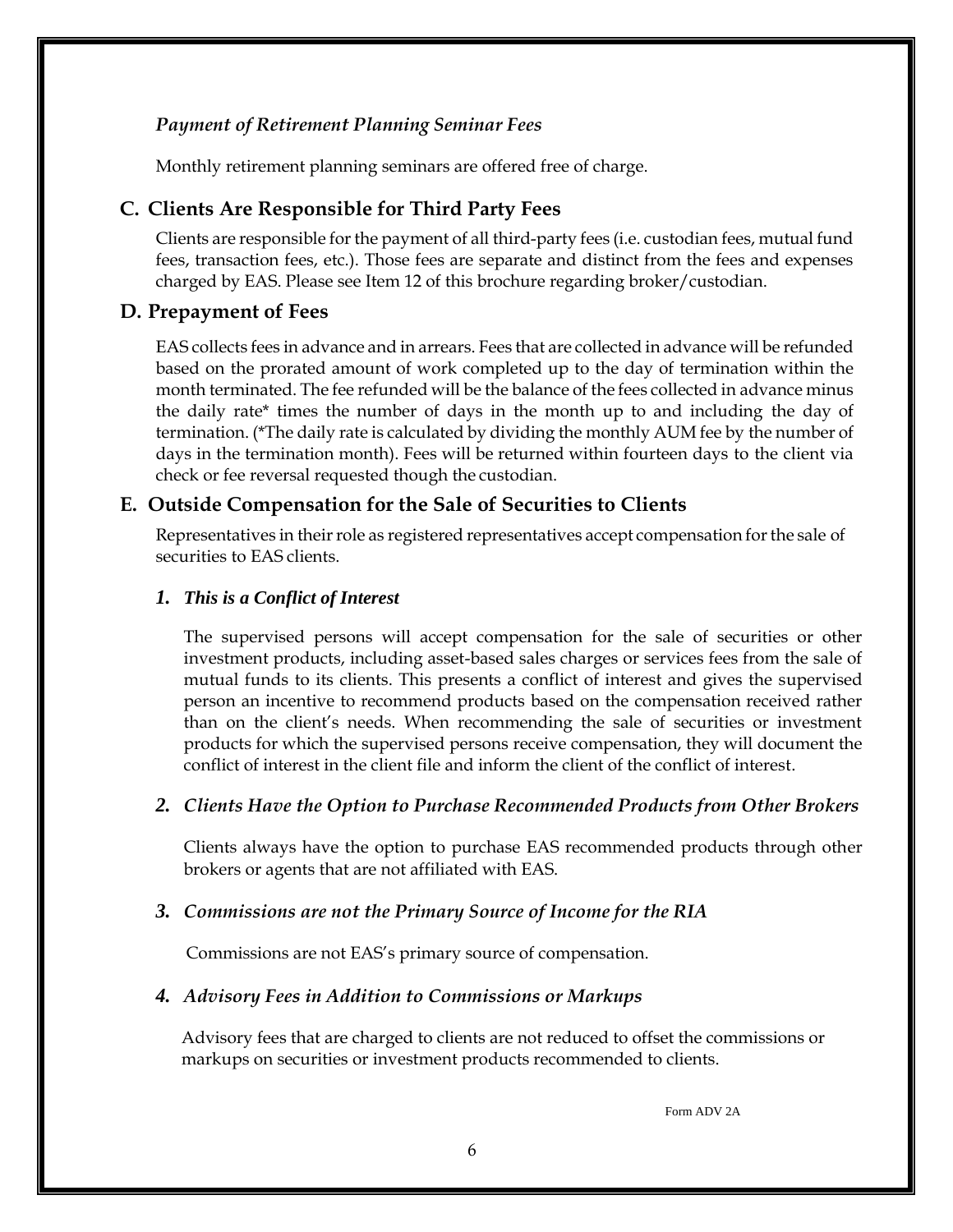### *Payment of Retirement Planning Seminar Fees*

Monthly retirement planning seminars are offered free of charge.

## C. Clients Are Responsible for Third Party Fees

Clients are responsible for the payment of all third-party fees (i.e. custodian fees, mutual fund fees, transaction fees, etc.). Those fees are separate and distinct from the fees and expenses charged by EAS. Please see Item 12 of this brochure regarding broker/custodian.

## D. Prepayment of Fees

EAS collects fees in advance and in arrears. Fees that are collected in advance will be refunded based on the prorated amount of work completed up to the day of termination within the month terminated. The fee refunded will be the balance of the fees collected in advance minus the daily rate* times the number of days in the month up to and including the day of termination. (*The daily rate is calculated by dividing the monthly AUM fee by the number of days in the termination month). Fees will be returned within fourteen days to the client via check or fee reversal requested though the custodian.

## E. Outside Compensation for the Sale of Securities to Clients

Representatives in their role as registered representatives accept compensation for the sale of securities to EAS clients.

### *1. This is a Conflict of Interest*

The supervised persons will accept compensation for the sale of securities or other investment products, including asset-based sales charges or services fees from the sale of mutual funds to its clients. This presents a conflict of interest and gives the supervised person an incentive to recommend products based on the compensation received rather than on the client's needs. When recommending the sale of securities or investment products for which the supervised persons receive compensation, they will document the conflict of interest in the client file and inform the client of the conflict of interest.

### *2. Clients Have the Option to Purchase Recommended Products from Other Brokers*

Clients always have the option to purchase EAS recommended products through other brokers or agents that are not affiliated with EAS.

### *3. Commissions are not the Primary Source of Income for the RIA*

Commissions are not EAS's primary source of compensation.

### *4. Advisory Fees in Addition to Commissions or Markups*

Advisory fees that are charged to clients are not reduced to offset the commissions or markups on securities or investment products recommended to clients.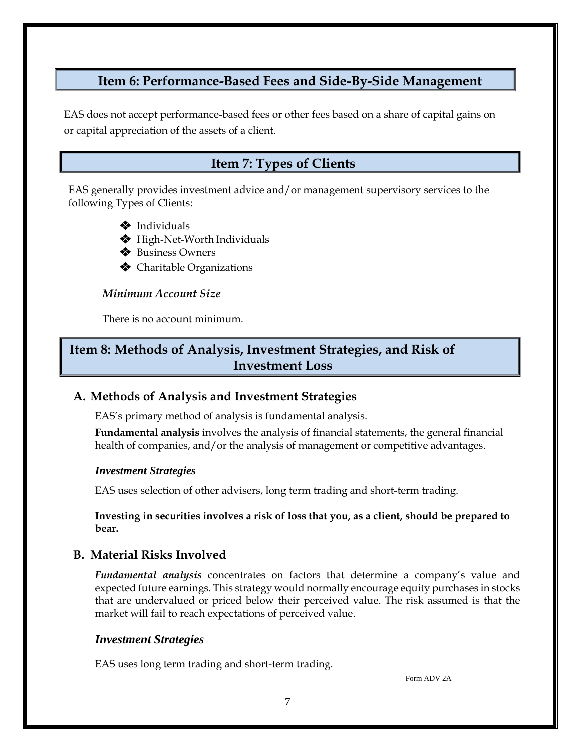## Item 6: Performance-Based Fees and Side-By-Side Management

EAS does not accept performance-based fees or other fees based on a share of capital gains on or capital appreciation of the assets of a client.

## Item 7: Types of Clients

EAS generally provides investment advice and/or management supervisory services to the following Types of Clients:

- ❖ Individuals
- ❖ High-Net-Worth Individuals
- ❖ Business Owners
- ❖ Charitable Organizations

***Minimum Account Size***

There is no account minimum.

## Item 8: Methods of Analysis, Investment Strategies, and Risk of Investment Loss

### A. Methods of Analysis and Investment Strategies

EAS's primary method of analysis is fundamental analysis.

**Fundamental analysis** involves the analysis of financial statements, the general financial health of companies, and/or the analysis of management or competitive advantages.

***Investment Strategies***

EAS uses selection of other advisers, long term trading and short-term trading.

**Investing in securities involves a risk of loss that you, as a client, should be prepared to bear.**

### B. Material Risks Involved

***Fundamental analysis*** concentrates on factors that determine a company's value and expected future earnings. This strategy would normally encourage equity purchases in stocks that are undervalued or priced below their perceived value. The risk assumed is that the market will fail to reach expectations of perceived value.

***Investment Strategies***

EAS uses long term trading and short-term trading.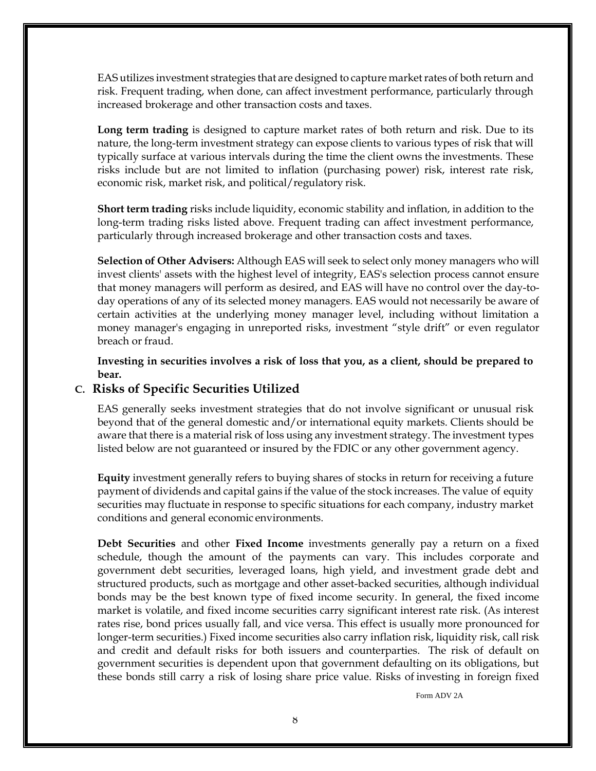EAS utilizes investment strategies that are designed to capture market rates of both return and risk. Frequent trading, when done, can affect investment performance, particularly through increased brokerage and other transaction costs and taxes.

**Long term trading** is designed to capture market rates of both return and risk. Due to its nature, the long-term investment strategy can expose clients to various types of risk that will typically surface at various intervals during the time the client owns the investments. These risks include but are not limited to inflation (purchasing power) risk, interest rate risk, economic risk, market risk, and political/regulatory risk.

**Short term trading** risks include liquidity, economic stability and inflation, in addition to the long-term trading risks listed above. Frequent trading can affect investment performance, particularly through increased brokerage and other transaction costs and taxes.

**Selection of Other Advisers:** Although EAS will seek to select only money managers who will invest clients' assets with the highest level of integrity, EAS's selection process cannot ensure that money managers will perform as desired, and EAS will have no control over the day-to-day operations of any of its selected money managers. EAS would not necessarily be aware of certain activities at the underlying money manager level, including without limitation a money manager's engaging in unreported risks, investment "style drift" or even regulator breach or fraud.

**Investing in securities involves a risk of loss that you, as a client, should be prepared to bear.**

## C. Risks of Specific Securities Utilized

EAS generally seeks investment strategies that do not involve significant or unusual risk beyond that of the general domestic and/or international equity markets. Clients should be aware that there is a material risk of loss using any investment strategy. The investment types listed below are not guaranteed or insured by the FDIC or any other government agency.

**Equity** investment generally refers to buying shares of stocks in return for receiving a future payment of dividends and capital gains if the value of the stock increases. The value of equity securities may fluctuate in response to specific situations for each company, industry market conditions and general economic environments.

**Debt Securities** and other **Fixed Income** investments generally pay a return on a fixed schedule, though the amount of the payments can vary. This includes corporate and government debt securities, leveraged loans, high yield, and investment grade debt and structured products, such as mortgage and other asset-backed securities, although individual bonds may be the best known type of fixed income security. In general, the fixed income market is volatile, and fixed income securities carry significant interest rate risk. (As interest rates rise, bond prices usually fall, and vice versa. This effect is usually more pronounced for longer-term securities.) Fixed income securities also carry inflation risk, liquidity risk, call risk and credit and default risks for both issuers and counterparties. The risk of default on government securities is dependent upon that government defaulting on its obligations, but these bonds still carry a risk of losing share price value. Risks of investing in foreign fixed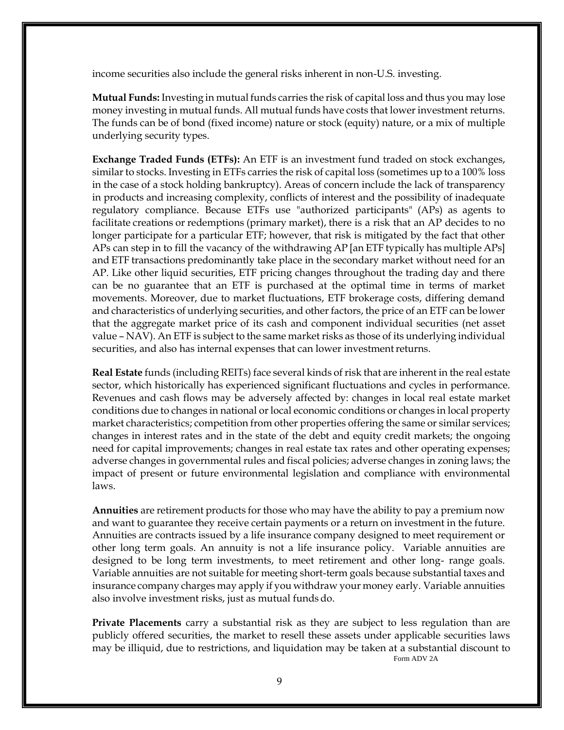income securities also include the general risks inherent in non-U.S. investing.

**Mutual Funds:** Investing in mutual funds carries the risk of capital loss and thus you may lose money investing in mutual funds. All mutual funds have costs that lower investment returns. The funds can be of bond (fixed income) nature or stock (equity) nature, or a mix of multiple underlying security types.

**Exchange Traded Funds (ETFs):** An ETF is an investment fund traded on stock exchanges, similar to stocks. Investing in ETFs carries the risk of capital loss (sometimes up to a 100% loss in the case of a stock holding bankruptcy). Areas of concern include the lack of transparency in products and increasing complexity, conflicts of interest and the possibility of inadequate regulatory compliance. Because ETFs use "authorized participants" (APs) as agents to facilitate creations or redemptions (primary market), there is a risk that an AP decides to no longer participate for a particular ETF; however, that risk is mitigated by the fact that other APs can step in to fill the vacancy of the withdrawing AP [an ETF typically has multiple APs] and ETF transactions predominantly take place in the secondary market without need for an AP. Like other liquid securities, ETF pricing changes throughout the trading day and there can be no guarantee that an ETF is purchased at the optimal time in terms of market movements. Moreover, due to market fluctuations, ETF brokerage costs, differing demand and characteristics of underlying securities, and other factors, the price of an ETF can be lower that the aggregate market price of its cash and component individual securities (net asset value – NAV). An ETF is subject to the same market risks as those of its underlying individual securities, and also has internal expenses that can lower investment returns.

**Real Estate** funds (including REITs) face several kinds of risk that are inherent in the real estate sector, which historically has experienced significant fluctuations and cycles in performance. Revenues and cash flows may be adversely affected by: changes in local real estate market conditions due to changes in national or local economic conditions or changes in local property market characteristics; competition from other properties offering the same or similar services; changes in interest rates and in the state of the debt and equity credit markets; the ongoing need for capital improvements; changes in real estate tax rates and other operating expenses; adverse changes in governmental rules and fiscal policies; adverse changes in zoning laws; the impact of present or future environmental legislation and compliance with environmental laws.

**Annuities** are retirement products for those who may have the ability to pay a premium now and want to guarantee they receive certain payments or a return on investment in the future. Annuities are contracts issued by a life insurance company designed to meet requirement or other long term goals. An annuity is not a life insurance policy. Variable annuities are designed to be long term investments, to meet retirement and other long- range goals. Variable annuities are not suitable for meeting short-term goals because substantial taxes and insurance company charges may apply if you withdraw your money early. Variable annuities also involve investment risks, just as mutual funds do.

**Private Placements** carry a substantial risk as they are subject to less regulation than are publicly offered securities, the market to resell these assets under applicable securities laws may be illiquid, due to restrictions, and liquidation may be taken at a substantial discount to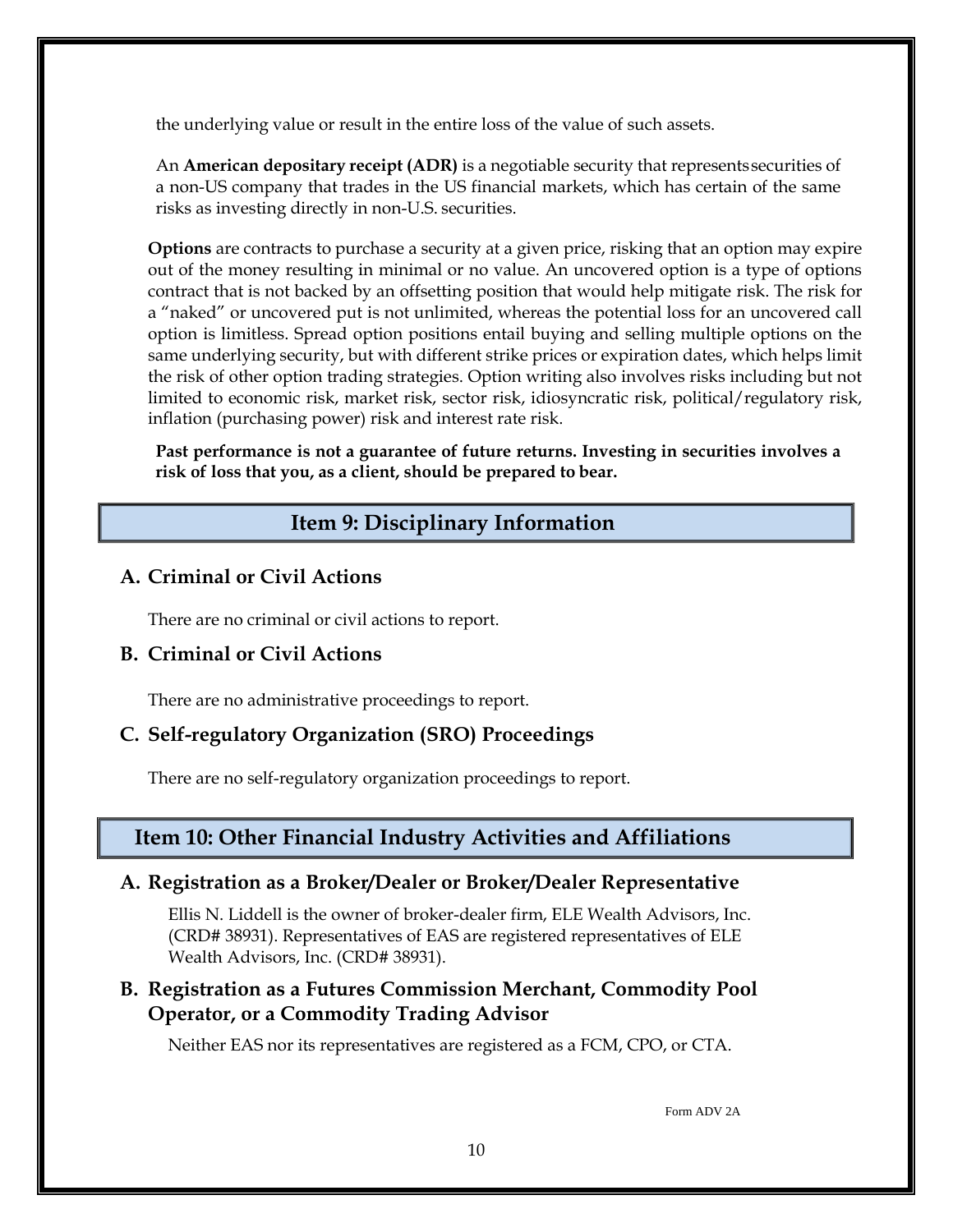the underlying value or result in the entire loss of the value of such assets.

An **American depositary receipt (ADR)** is a negotiable security that represents securities of a non-US company that trades in the US financial markets, which has certain of the same risks as investing directly in non-U.S. securities.

**Options** are contracts to purchase a security at a given price, risking that an option may expire out of the money resulting in minimal or no value. An uncovered option is a type of options contract that is not backed by an offsetting position that would help mitigate risk. The risk for a "naked" or uncovered put is not unlimited, whereas the potential loss for an uncovered call option is limitless. Spread option positions entail buying and selling multiple options on the same underlying security, but with different strike prices or expiration dates, which helps limit the risk of other option trading strategies. Option writing also involves risks including but not limited to economic risk, market risk, sector risk, idiosyncratic risk, political/regulatory risk, inflation (purchasing power) risk and interest rate risk.

**Past performance is not a guarantee of future returns. Investing in securities involves a risk of loss that you, as a client, should be prepared to bear.**

## Item 9: Disciplinary Information

### A. Criminal or Civil Actions

There are no criminal or civil actions to report.

### B. Criminal or Civil Actions

There are no administrative proceedings to report.

### C. Self-regulatory Organization (SRO) Proceedings

There are no self-regulatory organization proceedings to report.

## Item 10: Other Financial Industry Activities and Affiliations

### A. Registration as a Broker/Dealer or Broker/Dealer Representative

Ellis N. Liddell is the owner of broker-dealer firm, ELE Wealth Advisors, Inc. (CRD# 38931). Representatives of EAS are registered representatives of ELE Wealth Advisors, Inc. (CRD# 38931).

### B. Registration as a Futures Commission Merchant, Commodity Pool Operator, or a Commodity Trading Advisor

Neither EAS nor its representatives are registered as a FCM, CPO, or CTA.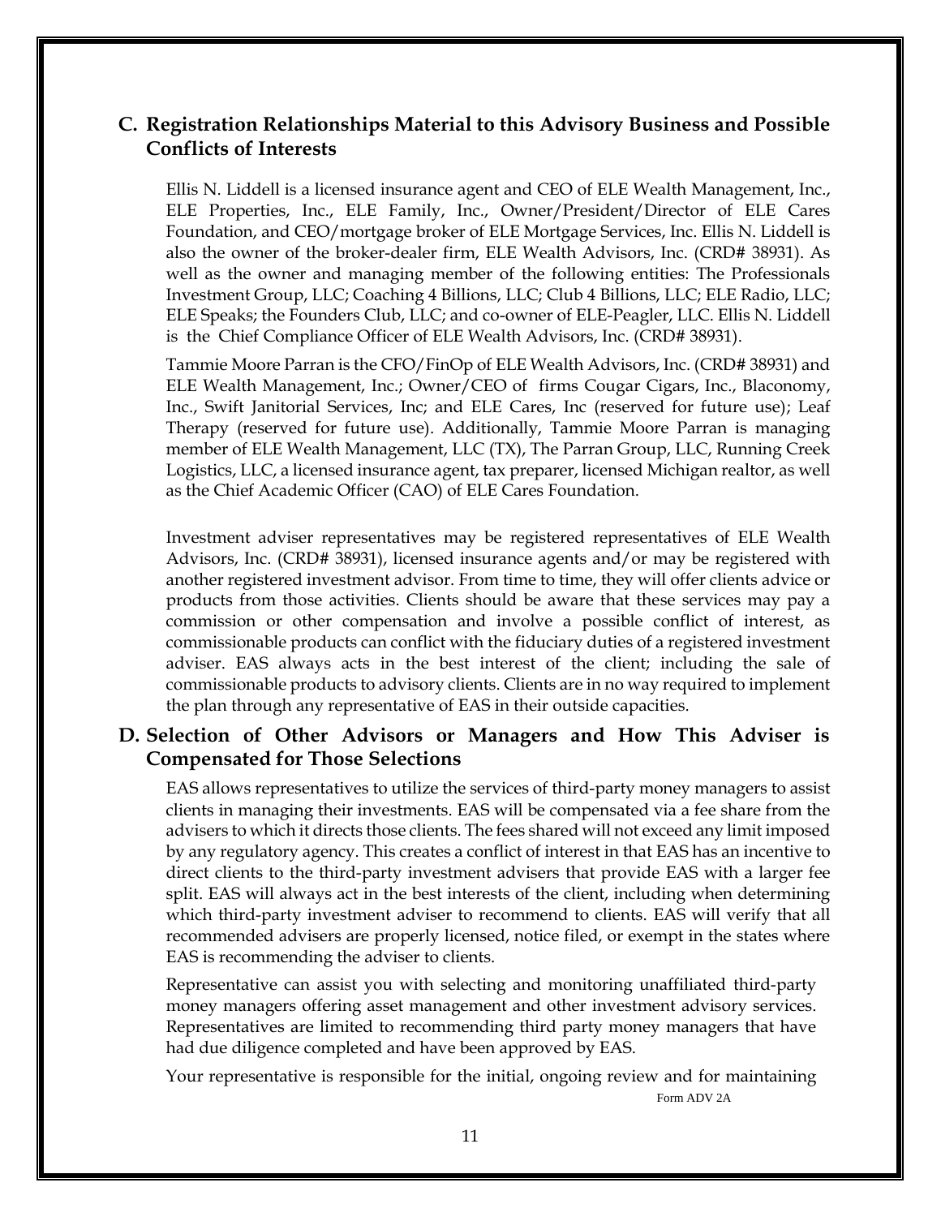## C. Registration Relationships Material to this Advisory Business and Possible Conflicts of Interests

Ellis N. Liddell is a licensed insurance agent and CEO of ELE Wealth Management, Inc., ELE Properties, Inc., ELE Family, Inc., Owner/President/Director of ELE Cares Foundation, and CEO/mortgage broker of ELE Mortgage Services, Inc. Ellis N. Liddell is also the owner of the broker-dealer firm, ELE Wealth Advisors, Inc. (CRD# 38931). As well as the owner and managing member of the following entities: The Professionals Investment Group, LLC; Coaching 4 Billions, LLC; Club 4 Billions, LLC; ELE Radio, LLC; ELE Speaks; the Founders Club, LLC; and co-owner of ELE-Peagler, LLC. Ellis N. Liddell is the Chief Compliance Officer of ELE Wealth Advisors, Inc. (CRD# 38931).

Tammie Moore Parran is the CFO/FinOp of ELE Wealth Advisors, Inc. (CRD# 38931) and ELE Wealth Management, Inc.; Owner/CEO of firms Cougar Cigars, Inc., Blaconomy, Inc., Swift Janitorial Services, Inc; and ELE Cares, Inc (reserved for future use); Leaf Therapy (reserved for future use). Additionally, Tammie Moore Parran is managing member of ELE Wealth Management, LLC (TX), The Parran Group, LLC, Running Creek Logistics, LLC, a licensed insurance agent, tax preparer, licensed Michigan realtor, as well as the Chief Academic Officer (CAO) of ELE Cares Foundation.

Investment adviser representatives may be registered representatives of ELE Wealth Advisors, Inc. (CRD# 38931), licensed insurance agents and/or may be registered with another registered investment advisor. From time to time, they will offer clients advice or products from those activities. Clients should be aware that these services may pay a commission or other compensation and involve a possible conflict of interest, as commissionable products can conflict with the fiduciary duties of a registered investment adviser. EAS always acts in the best interest of the client; including the sale of commissionable products to advisory clients. Clients are in no way required to implement the plan through any representative of EAS in their outside capacities.

## D. Selection of Other Advisors or Managers and How This Adviser is Compensated for Those Selections

EAS allows representatives to utilize the services of third-party money managers to assist clients in managing their investments. EAS will be compensated via a fee share from the advisers to which it directs those clients. The fees shared will not exceed any limit imposed by any regulatory agency. This creates a conflict of interest in that EAS has an incentive to direct clients to the third-party investment advisers that provide EAS with a larger fee split. EAS will always act in the best interests of the client, including when determining which third-party investment adviser to recommend to clients. EAS will verify that all recommended advisers are properly licensed, notice filed, or exempt in the states where EAS is recommending the adviser to clients.

Representative can assist you with selecting and monitoring unaffiliated third-party money managers offering asset management and other investment advisory services. Representatives are limited to recommending third party money managers that have had due diligence completed and have been approved by EAS.

Your representative is responsible for the initial, ongoing review and for maintaining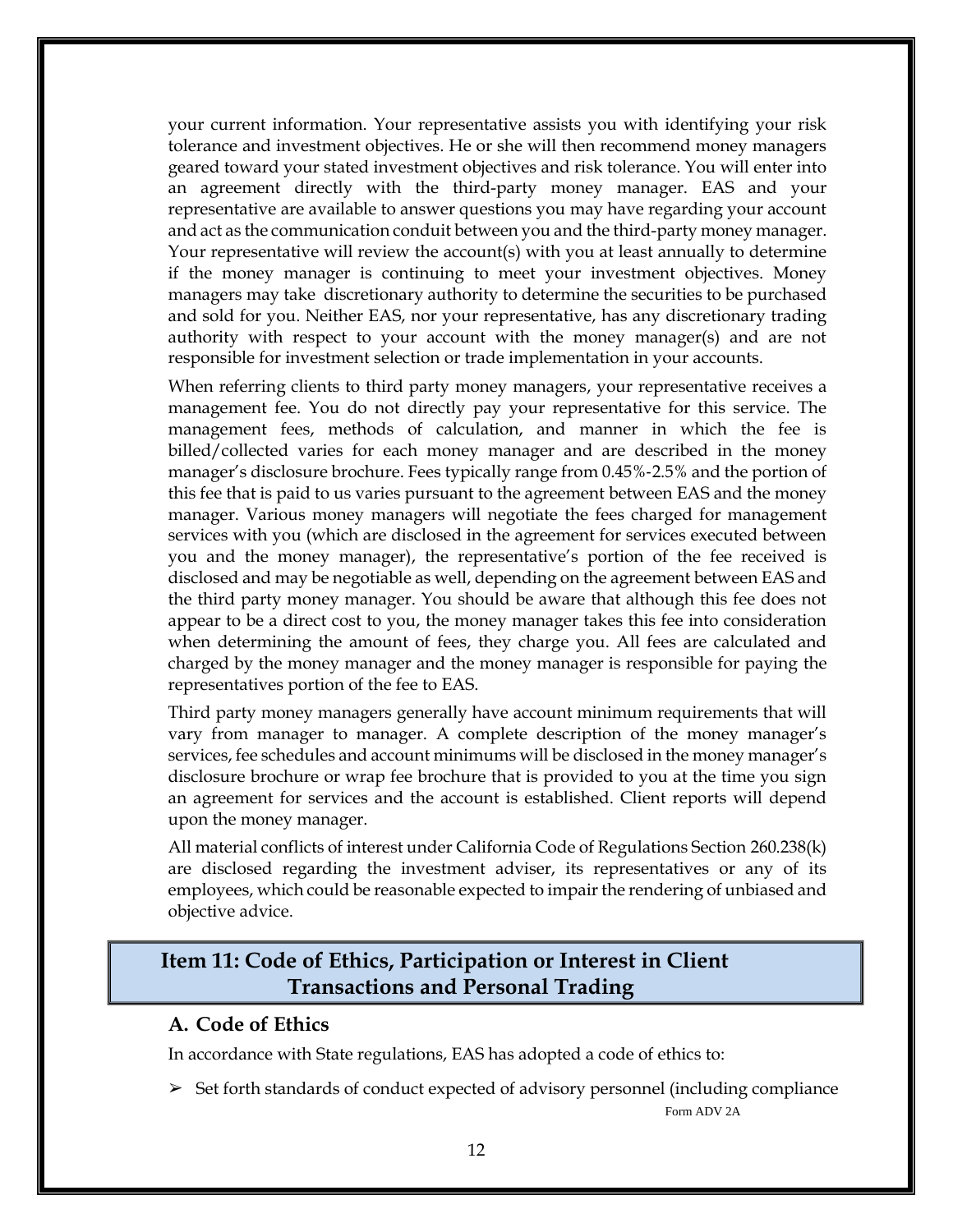your current information. Your representative assists you with identifying your risk tolerance and investment objectives. He or she will then recommend money managers geared toward your stated investment objectives and risk tolerance. You will enter into an agreement directly with the third-party money manager. EAS and your representative are available to answer questions you may have regarding your account and act as the communication conduit between you and the third-party money manager. Your representative will review the account(s) with you at least annually to determine if the money manager is continuing to meet your investment objectives. Money managers may take discretionary authority to determine the securities to be purchased and sold for you. Neither EAS, nor your representative, has any discretionary trading authority with respect to your account with the money manager(s) and are not responsible for investment selection or trade implementation in your accounts.

When referring clients to third party money managers, your representative receives a management fee. You do not directly pay your representative for this service. The management fees, methods of calculation, and manner in which the fee is billed/collected varies for each money manager and are described in the money manager's disclosure brochure. Fees typically range from 0.45%-2.5% and the portion of this fee that is paid to us varies pursuant to the agreement between EAS and the money manager. Various money managers will negotiate the fees charged for management services with you (which are disclosed in the agreement for services executed between you and the money manager), the representative's portion of the fee received is disclosed and may be negotiable as well, depending on the agreement between EAS and the third party money manager. You should be aware that although this fee does not appear to be a direct cost to you, the money manager takes this fee into consideration when determining the amount of fees, they charge you. All fees are calculated and charged by the money manager and the money manager is responsible for paying the representatives portion of the fee to EAS.

Third party money managers generally have account minimum requirements that will vary from manager to manager. A complete description of the money manager's services, fee schedules and account minimums will be disclosed in the money manager's disclosure brochure or wrap fee brochure that is provided to you at the time you sign an agreement for services and the account is established. Client reports will depend upon the money manager.

All material conflicts of interest under California Code of Regulations Section 260.238(k) are disclosed regarding the investment adviser, its representatives or any of its employees, which could be reasonable expected to impair the rendering of unbiased and objective advice.

## Item 11: Code of Ethics, Participation or Interest in Client Transactions and Personal Trading

### A. Code of Ethics

In accordance with State regulations, EAS has adopted a code of ethics to:

- Set forth standards of conduct expected of advisory personnel (including compliance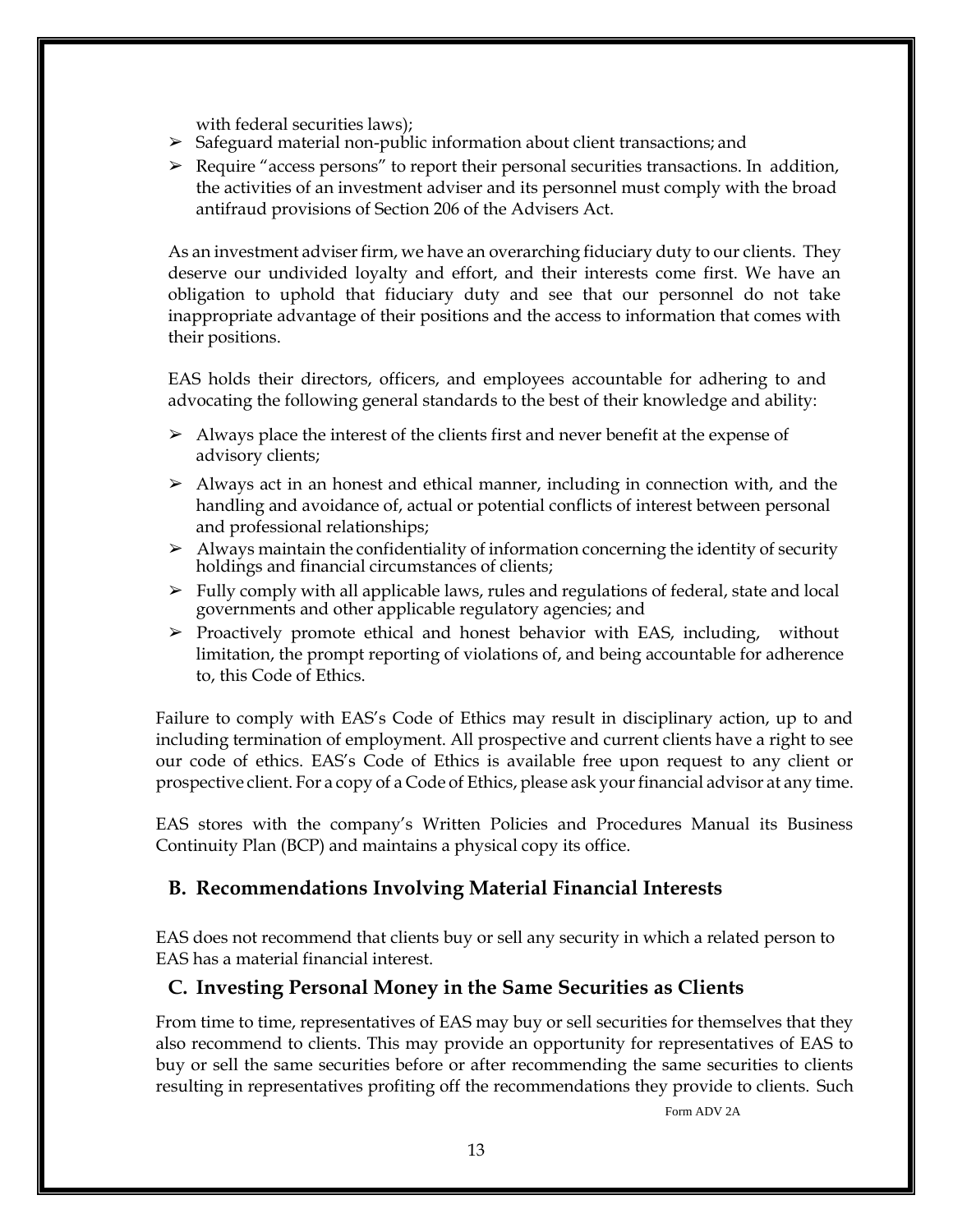with federal securities laws);

- Safeguard material non-public information about client transactions; and
- Require "access persons" to report their personal securities transactions. In addition, the activities of an investment adviser and its personnel must comply with the broad antifraud provisions of Section 206 of the Advisers Act.

As an investment adviser firm, we have an overarching fiduciary duty to our clients. They deserve our undivided loyalty and effort, and their interests come first. We have an obligation to uphold that fiduciary duty and see that our personnel do not take inappropriate advantage of their positions and the access to information that comes with their positions.

EAS holds their directors, officers, and employees accountable for adhering to and advocating the following general standards to the best of their knowledge and ability:

- Always place the interest of the clients first and never benefit at the expense of advisory clients;
- Always act in an honest and ethical manner, including in connection with, and the handling and avoidance of, actual or potential conflicts of interest between personal and professional relationships;
- Always maintain the confidentiality of information concerning the identity of security holdings and financial circumstances of clients;
- Fully comply with all applicable laws, rules and regulations of federal, state and local governments and other applicable regulatory agencies; and
- Proactively promote ethical and honest behavior with EAS, including, without limitation, the prompt reporting of violations of, and being accountable for adherence to, this Code of Ethics.

Failure to comply with EAS's Code of Ethics may result in disciplinary action, up to and including termination of employment. All prospective and current clients have a right to see our code of ethics. EAS's Code of Ethics is available free upon request to any client or prospective client. For a copy of a Code of Ethics, please ask your financial advisor at any time.

EAS stores with the company's Written Policies and Procedures Manual its Business Continuity Plan (BCP) and maintains a physical copy its office.

## B. Recommendations Involving Material Financial Interests

EAS does not recommend that clients buy or sell any security in which a related person to EAS has a material financial interest.

## C. Investing Personal Money in the Same Securities as Clients

From time to time, representatives of EAS may buy or sell securities for themselves that they also recommend to clients. This may provide an opportunity for representatives of EAS to buy or sell the same securities before or after recommending the same securities to clients resulting in representatives profiting off the recommendations they provide to clients. Such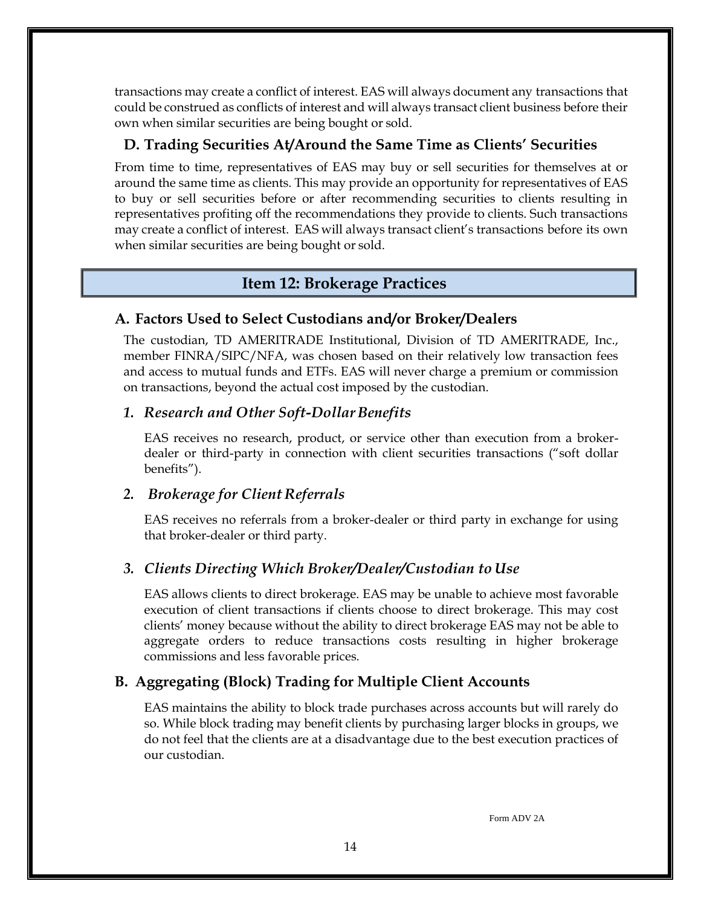transactions may create a conflict of interest. EAS will always document any transactions that could be construed as conflicts of interest and will always transact client business before their own when similar securities are being bought or sold.

### D. Trading Securities At/Around the Same Time as Clients' Securities

From time to time, representatives of EAS may buy or sell securities for themselves at or around the same time as clients. This may provide an opportunity for representatives of EAS to buy or sell securities before or after recommending securities to clients resulting in representatives profiting off the recommendations they provide to clients. Such transactions may create a conflict of interest. EAS will always transact client's transactions before its own when similar securities are being bought or sold.

## Item 12: Brokerage Practices

### A. Factors Used to Select Custodians and/or Broker/Dealers

The custodian, TD AMERITRADE Institutional, Division of TD AMERITRADE, Inc., member FINRA/SIPC/NFA, was chosen based on their relatively low transaction fees and access to mutual funds and ETFs. EAS will never charge a premium or commission on transactions, beyond the actual cost imposed by the custodian.

#### *1. Research and Other Soft-Dollar Benefits*

EAS receives no research, product, or service other than execution from a broker-dealer or third-party in connection with client securities transactions ("soft dollar benefits").

#### *2. Brokerage for Client Referrals*

EAS receives no referrals from a broker-dealer or third party in exchange for using that broker-dealer or third party.

#### *3. Clients Directing Which Broker/Dealer/Custodian to Use*

EAS allows clients to direct brokerage. EAS may be unable to achieve most favorable execution of client transactions if clients choose to direct brokerage. This may cost clients' money because without the ability to direct brokerage EAS may not be able to aggregate orders to reduce transactions costs resulting in higher brokerage commissions and less favorable prices.

### B. Aggregating (Block) Trading for Multiple Client Accounts

EAS maintains the ability to block trade purchases across accounts but will rarely do so. While block trading may benefit clients by purchasing larger blocks in groups, we do not feel that the clients are at a disadvantage due to the best execution practices of our custodian.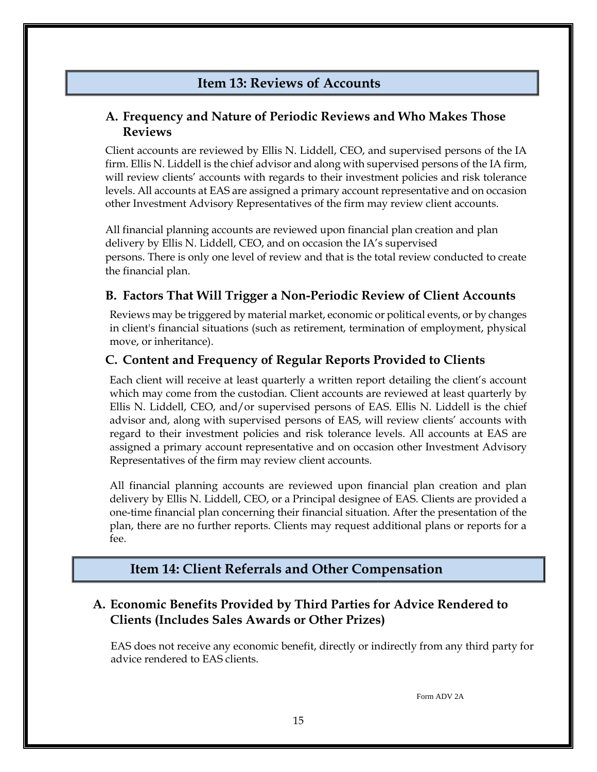## Item 13: Reviews of Accounts

### A. Frequency and Nature of Periodic Reviews and Who Makes Those Reviews

Client accounts are reviewed by Ellis N. Liddell, CEO, and supervised persons of the IA firm. Ellis N. Liddell is the chief advisor and along with supervised persons of the IA firm, will review clients' accounts with regards to their investment policies and risk tolerance levels. All accounts at EAS are assigned a primary account representative and on occasion other Investment Advisory Representatives of the firm may review client accounts.

All financial planning accounts are reviewed upon financial plan creation and plan delivery by Ellis N. Liddell, CEO, and on occasion the IA's supervised persons. There is only one level of review and that is the total review conducted to create the financial plan.

### B. Factors That Will Trigger a Non-Periodic Review of Client Accounts

Reviews may be triggered by material market, economic or political events, or by changes in client's financial situations (such as retirement, termination of employment, physical move, or inheritance).

### C. Content and Frequency of Regular Reports Provided to Clients

Each client will receive at least quarterly a written report detailing the client's account which may come from the custodian. Client accounts are reviewed at least quarterly by Ellis N. Liddell, CEO, and/or supervised persons of EAS. Ellis N. Liddell is the chief advisor and, along with supervised persons of EAS, will review clients' accounts with regard to their investment policies and risk tolerance levels. All accounts at EAS are assigned a primary account representative and on occasion other Investment Advisory Representatives of the firm may review client accounts.

All financial planning accounts are reviewed upon financial plan creation and plan delivery by Ellis N. Liddell, CEO, or a Principal designee of EAS. Clients are provided a one-time financial plan concerning their financial situation. After the presentation of the plan, there are no further reports. Clients may request additional plans or reports for a fee.

## Item 14: Client Referrals and Other Compensation

### A. Economic Benefits Provided by Third Parties for Advice Rendered to Clients (Includes Sales Awards or Other Prizes)

EAS does not receive any economic benefit, directly or indirectly from any third party for advice rendered to EAS clients.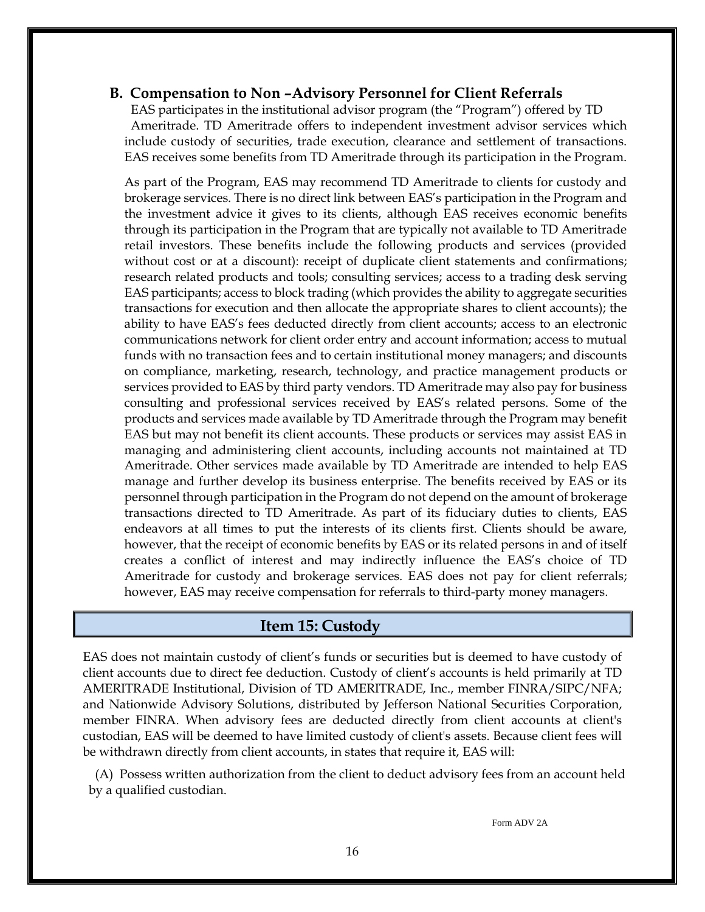### B. Compensation to Non –Advisory Personnel for Client Referrals

EAS participates in the institutional advisor program (the "Program") offered by TD Ameritrade. TD Ameritrade offers to independent investment advisor services which include custody of securities, trade execution, clearance and settlement of transactions. EAS receives some benefits from TD Ameritrade through its participation in the Program.

As part of the Program, EAS may recommend TD Ameritrade to clients for custody and brokerage services. There is no direct link between EAS's participation in the Program and the investment advice it gives to its clients, although EAS receives economic benefits through its participation in the Program that are typically not available to TD Ameritrade retail investors. These benefits include the following products and services (provided without cost or at a discount): receipt of duplicate client statements and confirmations; research related products and tools; consulting services; access to a trading desk serving EAS participants; access to block trading (which provides the ability to aggregate securities transactions for execution and then allocate the appropriate shares to client accounts); the ability to have EAS's fees deducted directly from client accounts; access to an electronic communications network for client order entry and account information; access to mutual funds with no transaction fees and to certain institutional money managers; and discounts on compliance, marketing, research, technology, and practice management products or services provided to EAS by third party vendors. TD Ameritrade may also pay for business consulting and professional services received by EAS's related persons. Some of the products and services made available by TD Ameritrade through the Program may benefit EAS but may not benefit its client accounts. These products or services may assist EAS in managing and administering client accounts, including accounts not maintained at TD Ameritrade. Other services made available by TD Ameritrade are intended to help EAS manage and further develop its business enterprise. The benefits received by EAS or its personnel through participation in the Program do not depend on the amount of brokerage transactions directed to TD Ameritrade. As part of its fiduciary duties to clients, EAS endeavors at all times to put the interests of its clients first. Clients should be aware, however, that the receipt of economic benefits by EAS or its related persons in and of itself creates a conflict of interest and may indirectly influence the EAS's choice of TD Ameritrade for custody and brokerage services. EAS does not pay for client referrals; however, EAS may receive compensation for referrals to third-party money managers.

## Item 15: Custody

EAS does not maintain custody of client's funds or securities but is deemed to have custody of client accounts due to direct fee deduction. Custody of client's accounts is held primarily at TD AMERITRADE Institutional, Division of TD AMERITRADE, Inc., member FINRA/SIPC/NFA; and Nationwide Advisory Solutions, distributed by Jefferson National Securities Corporation, member FINRA. When advisory fees are deducted directly from client accounts at client's custodian, EAS will be deemed to have limited custody of client's assets. Because client fees will be withdrawn directly from client accounts, in states that require it, EAS will:

(A) Possess written authorization from the client to deduct advisory fees from an account held by a qualified custodian.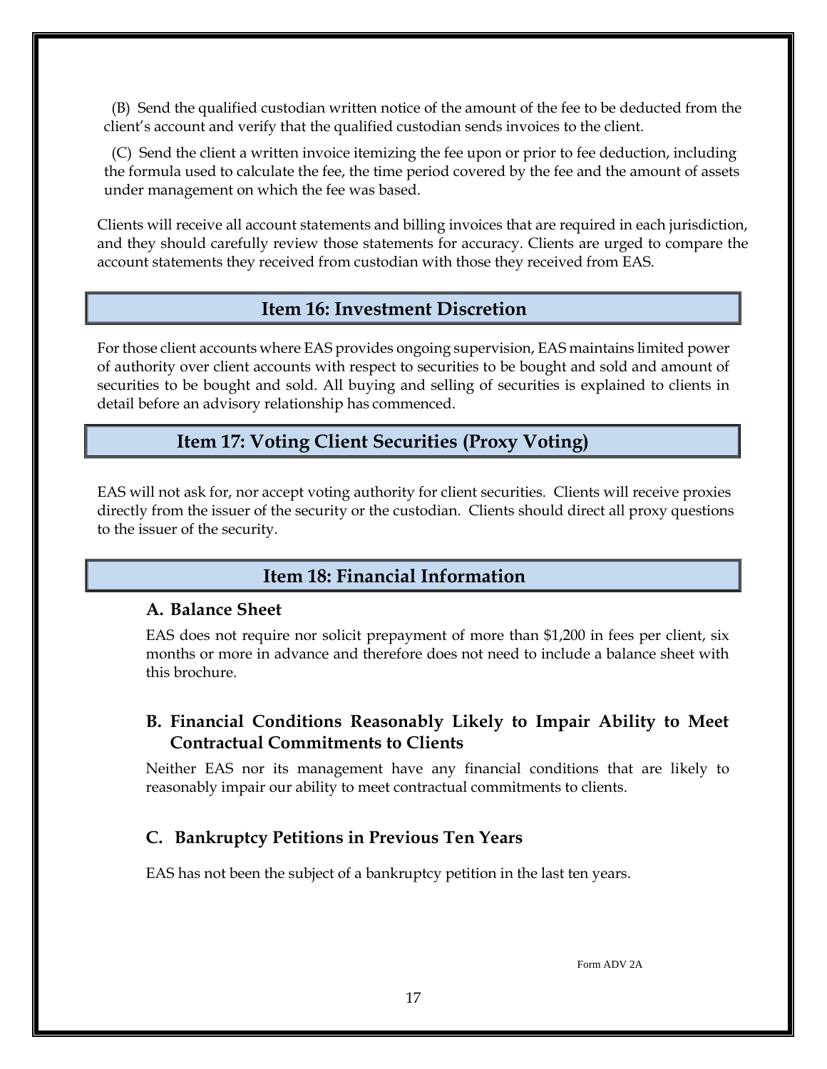(B) Send the qualified custodian written notice of the amount of the fee to be deducted from the client's account and verify that the qualified custodian sends invoices to the client.

(C) Send the client a written invoice itemizing the fee upon or prior to fee deduction, including the formula used to calculate the fee, the time period covered by the fee and the amount of assets under management on which the fee was based.

Clients will receive all account statements and billing invoices that are required in each jurisdiction, and they should carefully review those statements for accuracy. Clients are urged to compare the account statements they received from custodian with those they received from EAS.

## Item 16: Investment Discretion

For those client accounts where EAS provides ongoing supervision, EAS maintains limited power of authority over client accounts with respect to securities to be bought and sold and amount of securities to be bought and sold. All buying and selling of securities is explained to clients in detail before an advisory relationship has commenced.

## Item 17: Voting Client Securities (Proxy Voting)

EAS will not ask for, nor accept voting authority for client securities. Clients will receive proxies directly from the issuer of the security or the custodian. Clients should direct all proxy questions to the issuer of the security.

## Item 18: Financial Information

### A. Balance Sheet

EAS does not require nor solicit prepayment of more than $1,200 in fees per client, six months or more in advance and therefore does not need to include a balance sheet with this brochure.

### B. Financial Conditions Reasonably Likely to Impair Ability to Meet Contractual Commitments to Clients

Neither EAS nor its management have any financial conditions that are likely to reasonably impair our ability to meet contractual commitments to clients.

### C. Bankruptcy Petitions in Previous Ten Years

EAS has not been the subject of a bankruptcy petition in the last ten years.